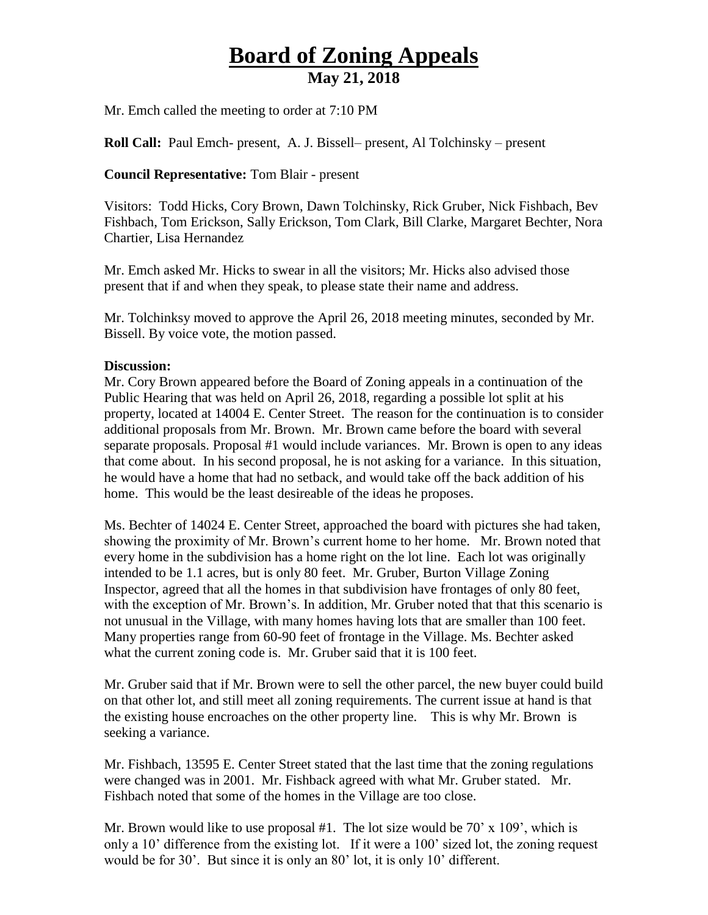# Board of Zoning Appeals

## May 21, 2018

Mr. Emch called the meeting to order at 7:10 PM

**Roll Call:** Paul Emch- present, A. J. Bissell– present, Al Tolchinsky – present

**Council Representative:** Tom Blair - present

Visitors: Todd Hicks, Cory Brown, Dawn Tolchinsky, Rick Gruber, Nick Fishbach, Bev Fishbach, Tom Erickson, Sally Erickson, Tom Clark, Bill Clarke, Margaret Bechter, Nora Chartier, Lisa Hernandez

Mr. Emch asked Mr. Hicks to swear in all the visitors; Mr. Hicks also advised those present that if and when they speak, to please state their name and address.

Mr. Tolchinksy moved to approve the April 26, 2018 meeting minutes, seconded by Mr. Bissell. By voice vote, the motion passed.

**Discussion:**

Mr. Cory Brown appeared before the Board of Zoning appeals in a continuation of the Public Hearing that was held on April 26, 2018, regarding a possible lot split at his property, located at 14004 E. Center Street. The reason for the continuation is to consider additional proposals from Mr. Brown. Mr. Brown came before the board with several separate proposals. Proposal #1 would include variances. Mr. Brown is open to any ideas that come about. In his second proposal, he is not asking for a variance. In this situation, he would have a home that had no setback, and would take off the back addition of his home. This would be the least desireable of the ideas he proposes.

Ms. Bechter of 14024 E. Center Street, approached the board with pictures she had taken, showing the proximity of Mr. Brown's current home to her home. Mr. Brown noted that every home in the subdivision has a home right on the lot line. Each lot was originally intended to be 1.1 acres, but is only 80 feet. Mr. Gruber, Burton Village Zoning Inspector, agreed that all the homes in that subdivision have frontages of only 80 feet, with the exception of Mr. Brown's. In addition, Mr. Gruber noted that that this scenario is not unusual in the Village, with many homes having lots that are smaller than 100 feet. Many properties range from 60-90 feet of frontage in the Village. Ms. Bechter asked what the current zoning code is. Mr. Gruber said that it is 100 feet.

Mr. Gruber said that if Mr. Brown were to sell the other parcel, the new buyer could build on that other lot, and still meet all zoning requirements. The current issue at hand is that the existing house encroaches on the other property line. This is why Mr. Brown is seeking a variance.

Mr. Fishbach, 13595 E. Center Street stated that the last time that the zoning regulations were changed was in 2001. Mr. Fishback agreed with what Mr. Gruber stated. Mr. Fishbach noted that some of the homes in the Village are too close.

Mr. Brown would like to use proposal #1. The lot size would be 70' x 109', which is only a 10' difference from the existing lot. If it were a 100' sized lot, the zoning request would be for 30'. But since it is only an 80' lot, it is only 10' different.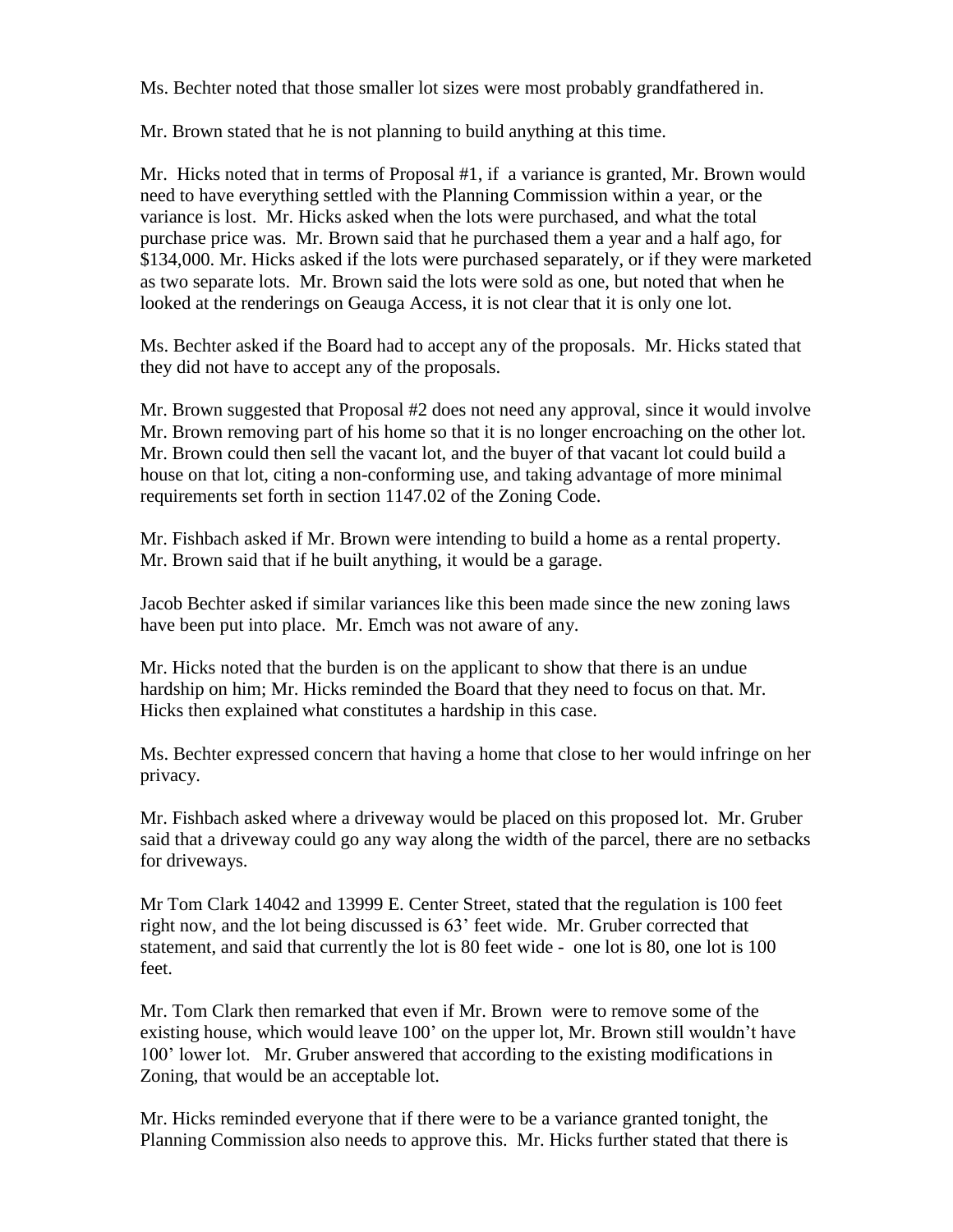Ms. Bechter noted that those smaller lot sizes were most probably grandfathered in.

Mr. Brown stated that he is not planning to build anything at this time.

Mr. Hicks noted that in terms of Proposal #1, if a variance is granted, Mr. Brown would need to have everything settled with the Planning Commission within a year, or the variance is lost. Mr. Hicks asked when the lots were purchased, and what the total purchase price was. Mr. Brown said that he purchased them a year and a half ago, for $134,000. Mr. Hicks asked if the lots were purchased separately, or if they were marketed as two separate lots. Mr. Brown said the lots were sold as one, but noted that when he looked at the renderings on Geauga Access, it is not clear that it is only one lot.

Ms. Bechter asked if the Board had to accept any of the proposals. Mr. Hicks stated that they did not have to accept any of the proposals.

Mr. Brown suggested that Proposal #2 does not need any approval, since it would involve Mr. Brown removing part of his home so that it is no longer encroaching on the other lot. Mr. Brown could then sell the vacant lot, and the buyer of that vacant lot could build a house on that lot, citing a non-conforming use, and taking advantage of more minimal requirements set forth in section 1147.02 of the Zoning Code.

Mr. Fishbach asked if Mr. Brown were intending to build a home as a rental property. Mr. Brown said that if he built anything, it would be a garage.

Jacob Bechter asked if similar variances like this been made since the new zoning laws have been put into place. Mr. Emch was not aware of any.

Mr. Hicks noted that the burden is on the applicant to show that there is an undue hardship on him; Mr. Hicks reminded the Board that they need to focus on that. Mr. Hicks then explained what constitutes a hardship in this case.

Ms. Bechter expressed concern that having a home that close to her would infringe on her privacy.

Mr. Fishbach asked where a driveway would be placed on this proposed lot. Mr. Gruber said that a driveway could go any way along the width of the parcel, there are no setbacks for driveways.

Mr Tom Clark 14042 and 13999 E. Center Street, stated that the regulation is 100 feet right now, and the lot being discussed is 63' feet wide. Mr. Gruber corrected that statement, and said that currently the lot is 80 feet wide - one lot is 80, one lot is 100 feet.

Mr. Tom Clark then remarked that even if Mr. Brown were to remove some of the existing house, which would leave 100' on the upper lot, Mr. Brown still wouldn't have 100' lower lot. Mr. Gruber answered that according to the existing modifications in Zoning, that would be an acceptable lot.

Mr. Hicks reminded everyone that if there were to be a variance granted tonight, the Planning Commission also needs to approve this. Mr. Hicks further stated that there is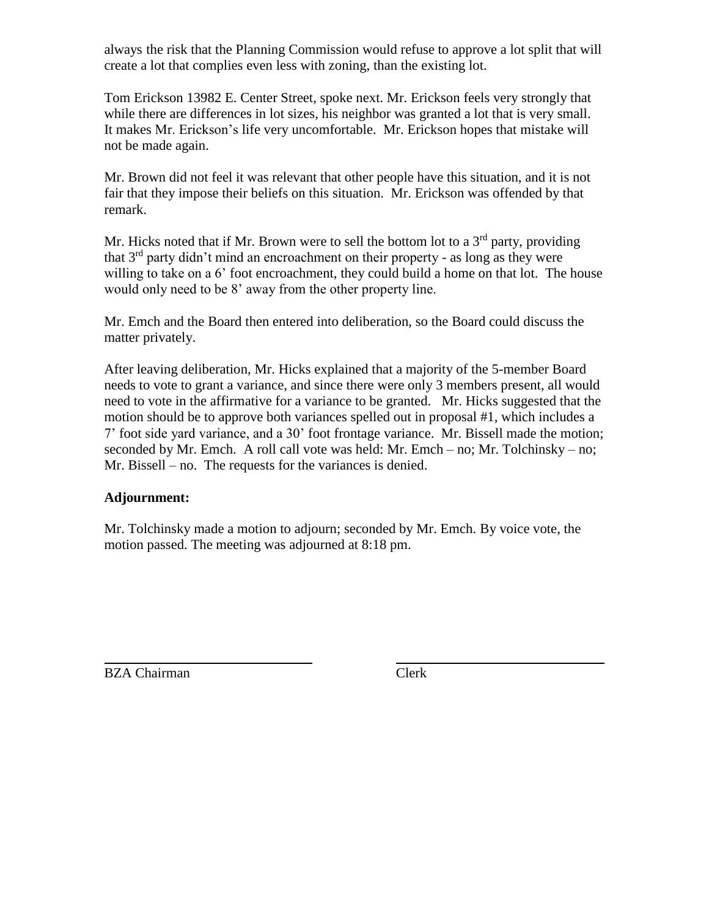always the risk that the Planning Commission would refuse to approve a lot split that will create a lot that complies even less with zoning, than the existing lot.

Tom Erickson 13982 E. Center Street, spoke next. Mr. Erickson feels very strongly that while there are differences in lot sizes, his neighbor was granted a lot that is very small. It makes Mr. Erickson's life very uncomfortable. Mr. Erickson hopes that mistake will not be made again.

Mr. Brown did not feel it was relevant that other people have this situation, and it is not fair that they impose their beliefs on this situation. Mr. Erickson was offended by that remark.

Mr. Hicks noted that if Mr. Brown were to sell the bottom lot to a 3rd party, providing that 3rd party didn't mind an encroachment on their property - as long as they were willing to take on a 6' foot encroachment, they could build a home on that lot. The house would only need to be 8' away from the other property line.

Mr. Emch and the Board then entered into deliberation, so the Board could discuss the matter privately.

After leaving deliberation, Mr. Hicks explained that a majority of the 5-member Board needs to vote to grant a variance, and since there were only 3 members present, all would need to vote in the affirmative for a variance to be granted. Mr. Hicks suggested that the motion should be to approve both variances spelled out in proposal #1, which includes a 7' foot side yard variance, and a 30' foot frontage variance. Mr. Bissell made the motion; seconded by Mr. Emch. A roll call vote was held: Mr. Emch – no; Mr. Tolchinsky – no; Mr. Bissell – no. The requests for the variances is denied.

**Adjournment:**

Mr. Tolchinsky made a motion to adjourn; seconded by Mr. Emch. By voice vote, the motion passed. The meeting was adjourned at 8:18 pm.

\_\_\_\_\_\_\_\_\_\_\_\_\_\_\_\_\_\_\_\_\_\_\_\_\_\_\_\_\_\_ \_\_\_\_\_\_\_\_\_\_\_\_\_\_\_\_\_\_\_\_\_\_\_\_\_\_\_\_\_\_

BZA Chairman Clerk